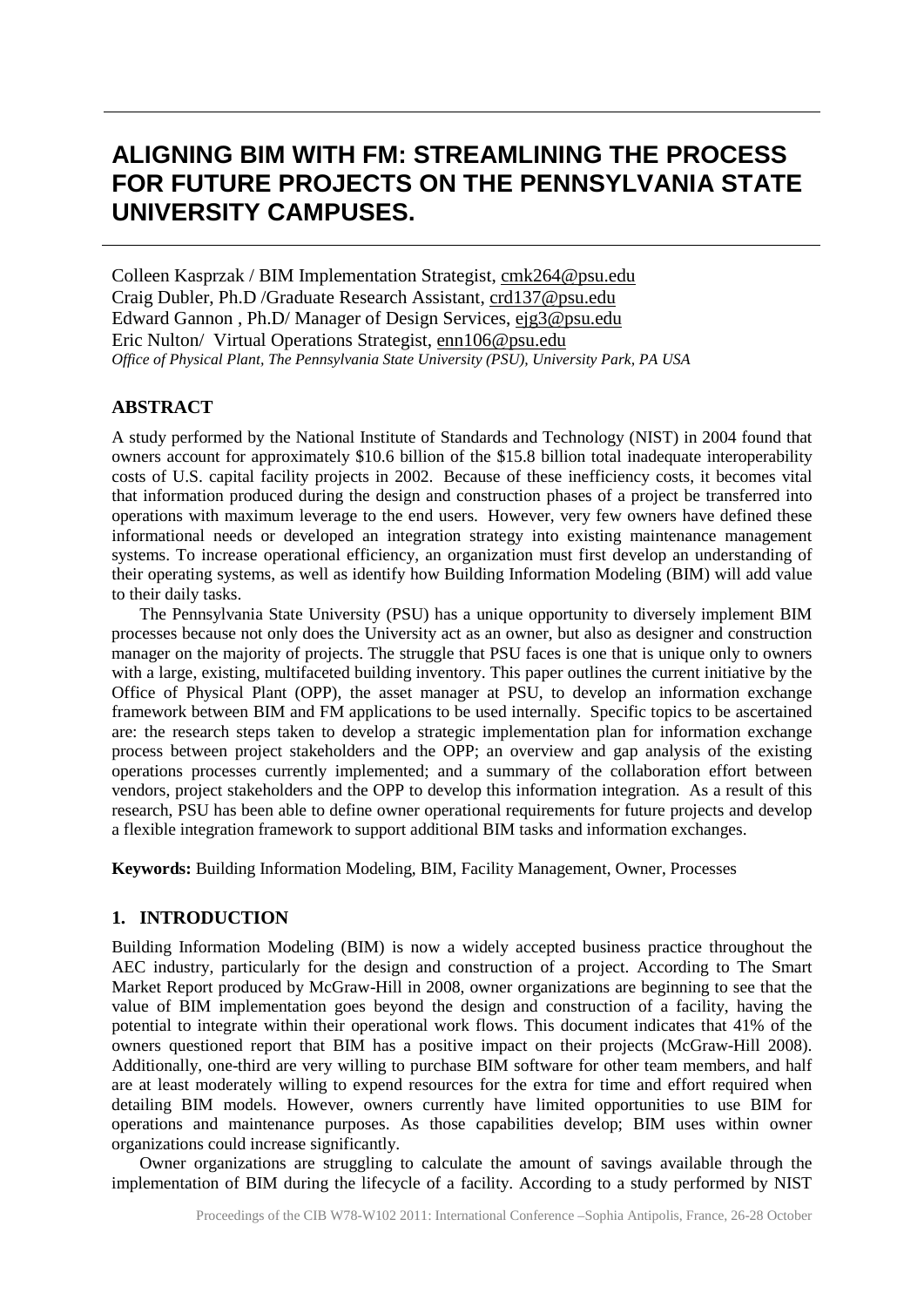# ALIGNING BIM WITH FM: STREAMLINING THE PROCESS FOR FUTURE PROJECTS ON THE PENNSYLVANIA STATE UNIVERSITY CAMPUSES.

Colleen Kasprzak / BIM Implementation Strategist, cmk264@psu.edu
Craig Dubler, Ph.D /Graduate Research Assistant, crd137@psu.edu
Edward Gannon , Ph.D/ Manager of Design Services, ejg3@psu.edu
Eric Nulton/ Virtual Operations Strategist, enn106@psu.edu
*Office of Physical Plant, The Pennsylvania State University (PSU), University Park, PA USA*

## ABSTRACT

A study performed by the National Institute of Standards and Technology (NIST) in 2004 found that owners account for approximately $10.6 billion of the $15.8 billion total inadequate interoperability costs of U.S. capital facility projects in 2002. Because of these inefficiency costs, it becomes vital that information produced during the design and construction phases of a project be transferred into operations with maximum leverage to the end users. However, very few owners have defined these informational needs or developed an integration strategy into existing maintenance management systems. To increase operational efficiency, an organization must first develop an understanding of their operating systems, as well as identify how Building Information Modeling (BIM) will add value to their daily tasks.

The Pennsylvania State University (PSU) has a unique opportunity to diversely implement BIM processes because not only does the University act as an owner, but also as designer and construction manager on the majority of projects. The struggle that PSU faces is one that is unique only to owners with a large, existing, multifaceted building inventory. This paper outlines the current initiative by the Office of Physical Plant (OPP), the asset manager at PSU, to develop an information exchange framework between BIM and FM applications to be used internally. Specific topics to be ascertained are: the research steps taken to develop a strategic implementation plan for information exchange process between project stakeholders and the OPP; an overview and gap analysis of the existing operations processes currently implemented; and a summary of the collaboration effort between vendors, project stakeholders and the OPP to develop this information integration. As a result of this research, PSU has been able to define owner operational requirements for future projects and develop a flexible integration framework to support additional BIM tasks and information exchanges.

**Keywords:** Building Information Modeling, BIM, Facility Management, Owner, Processes

## 1. INTRODUCTION

Building Information Modeling (BIM) is now a widely accepted business practice throughout the AEC industry, particularly for the design and construction of a project. According to The Smart Market Report produced by McGraw-Hill in 2008, owner organizations are beginning to see that the value of BIM implementation goes beyond the design and construction of a facility, having the potential to integrate within their operational work flows. This document indicates that 41% of the owners questioned report that BIM has a positive impact on their projects (McGraw-Hill 2008). Additionally, one-third are very willing to purchase BIM software for other team members, and half are at least moderately willing to expend resources for the extra for time and effort required when detailing BIM models. However, owners currently have limited opportunities to use BIM for operations and maintenance purposes. As those capabilities develop; BIM uses within owner organizations could increase significantly.

Owner organizations are struggling to calculate the amount of savings available through the implementation of BIM during the lifecycle of a facility. According to a study performed by NIST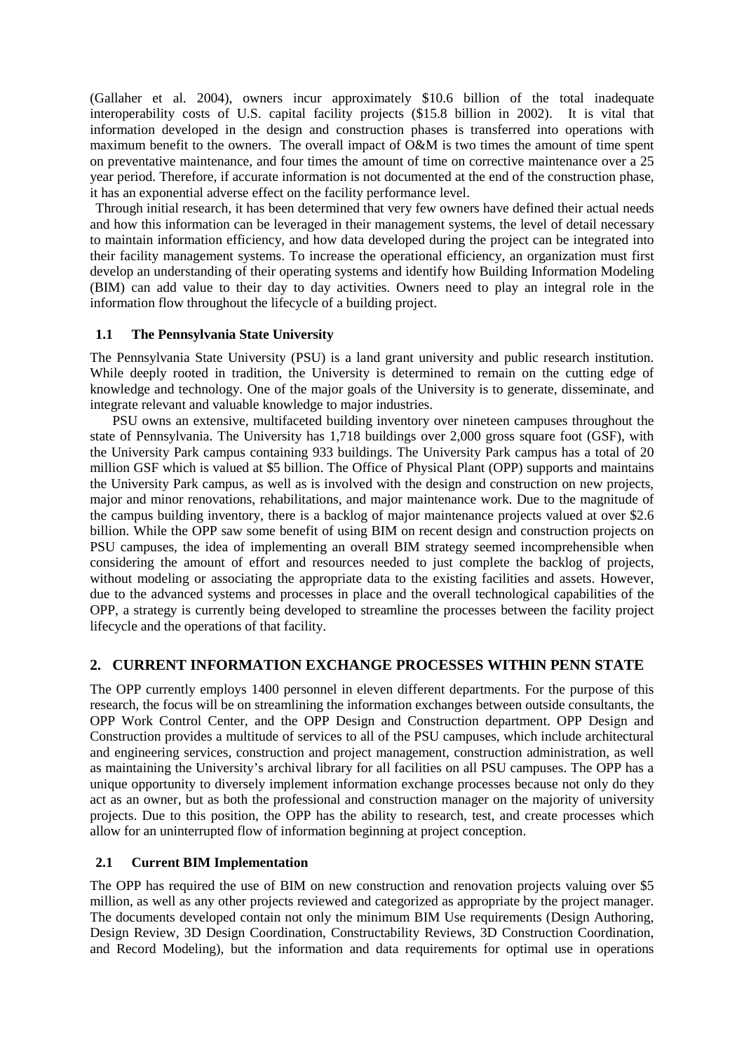(Gallaher et al. 2004), owners incur approximately $10.6 billion of the total inadequate interoperability costs of U.S. capital facility projects ($15.8 billion in 2002). It is vital that information developed in the design and construction phases is transferred into operations with maximum benefit to the owners. The overall impact of O&M is two times the amount of time spent on preventative maintenance, and four times the amount of time on corrective maintenance over a 25 year period. Therefore, if accurate information is not documented at the end of the construction phase, it has an exponential adverse effect on the facility performance level.

Through initial research, it has been determined that very few owners have defined their actual needs and how this information can be leveraged in their management systems, the level of detail necessary to maintain information efficiency, and how data developed during the project can be integrated into their facility management systems. To increase the operational efficiency, an organization must first develop an understanding of their operating systems and identify how Building Information Modeling (BIM) can add value to their day to day activities. Owners need to play an integral role in the information flow throughout the lifecycle of a building project.

### 1.1 The Pennsylvania State University

The Pennsylvania State University (PSU) is a land grant university and public research institution. While deeply rooted in tradition, the University is determined to remain on the cutting edge of knowledge and technology. One of the major goals of the University is to generate, disseminate, and integrate relevant and valuable knowledge to major industries.

PSU owns an extensive, multifaceted building inventory over nineteen campuses throughout the state of Pennsylvania. The University has 1,718 buildings over 2,000 gross square foot (GSF), with the University Park campus containing 933 buildings. The University Park campus has a total of 20 million GSF which is valued at $5 billion. The Office of Physical Plant (OPP) supports and maintains the University Park campus, as well as is involved with the design and construction on new projects, major and minor renovations, rehabilitations, and major maintenance work. Due to the magnitude of the campus building inventory, there is a backlog of major maintenance projects valued at over $2.6 billion. While the OPP saw some benefit of using BIM on recent design and construction projects on PSU campuses, the idea of implementing an overall BIM strategy seemed incomprehensible when considering the amount of effort and resources needed to just complete the backlog of projects, without modeling or associating the appropriate data to the existing facilities and assets. However, due to the advanced systems and processes in place and the overall technological capabilities of the OPP, a strategy is currently being developed to streamline the processes between the facility project lifecycle and the operations of that facility.

## 2. CURRENT INFORMATION EXCHANGE PROCESSES WITHIN PENN STATE

The OPP currently employs 1400 personnel in eleven different departments. For the purpose of this research, the focus will be on streamlining the information exchanges between outside consultants, the OPP Work Control Center, and the OPP Design and Construction department. OPP Design and Construction provides a multitude of services to all of the PSU campuses, which include architectural and engineering services, construction and project management, construction administration, as well as maintaining the University's archival library for all facilities on all PSU campuses. The OPP has a unique opportunity to diversely implement information exchange processes because not only do they act as an owner, but as both the professional and construction manager on the majority of university projects. Due to this position, the OPP has the ability to research, test, and create processes which allow for an uninterrupted flow of information beginning at project conception.

### 2.1 Current BIM Implementation

The OPP has required the use of BIM on new construction and renovation projects valuing over $5 million, as well as any other projects reviewed and categorized as appropriate by the project manager. The documents developed contain not only the minimum BIM Use requirements (Design Authoring, Design Review, 3D Design Coordination, Constructability Reviews, 3D Construction Coordination, and Record Modeling), but the information and data requirements for optimal use in operations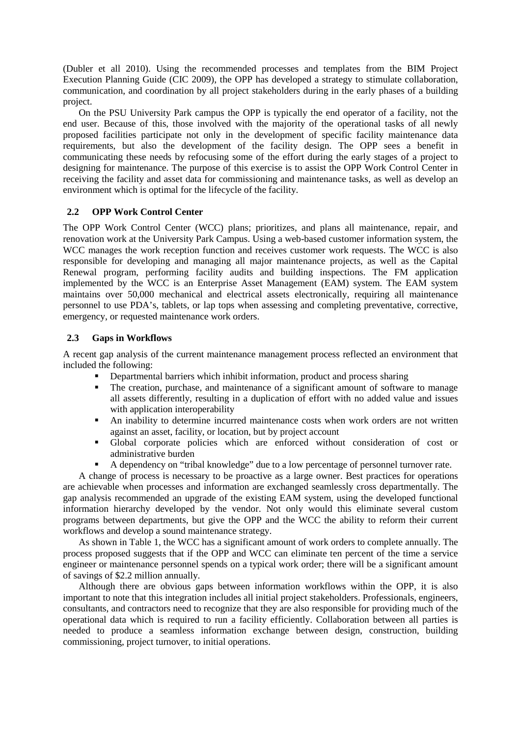(Dubler et all 2010). Using the recommended processes and templates from the BIM Project Execution Planning Guide (CIC 2009), the OPP has developed a strategy to stimulate collaboration, communication, and coordination by all project stakeholders during in the early phases of a building project.

On the PSU University Park campus the OPP is typically the end operator of a facility, not the end user. Because of this, those involved with the majority of the operational tasks of all newly proposed facilities participate not only in the development of specific facility maintenance data requirements, but also the development of the facility design. The OPP sees a benefit in communicating these needs by refocusing some of the effort during the early stages of a project to designing for maintenance. The purpose of this exercise is to assist the OPP Work Control Center in receiving the facility and asset data for commissioning and maintenance tasks, as well as develop an environment which is optimal for the lifecycle of the facility.

### 2.2 OPP Work Control Center

The OPP Work Control Center (WCC) plans; prioritizes, and plans all maintenance, repair, and renovation work at the University Park Campus. Using a web-based customer information system, the WCC manages the work reception function and receives customer work requests. The WCC is also responsible for developing and managing all major maintenance projects, as well as the Capital Renewal program, performing facility audits and building inspections. The FM application implemented by the WCC is an Enterprise Asset Management (EAM) system. The EAM system maintains over 50,000 mechanical and electrical assets electronically, requiring all maintenance personnel to use PDA's, tablets, or lap tops when assessing and completing preventative, corrective, emergency, or requested maintenance work orders.

### 2.3 Gaps in Workflows

A recent gap analysis of the current maintenance management process reflected an environment that included the following:

- Departmental barriers which inhibit information, product and process sharing
- The creation, purchase, and maintenance of a significant amount of software to manage all assets differently, resulting in a duplication of effort with no added value and issues with application interoperability
- An inability to determine incurred maintenance costs when work orders are not written against an asset, facility, or location, but by project account
- Global corporate policies which are enforced without consideration of cost or administrative burden
- A dependency on "tribal knowledge" due to a low percentage of personnel turnover rate.

A change of process is necessary to be proactive as a large owner. Best practices for operations are achievable when processes and information are exchanged seamlessly cross departmentally. The gap analysis recommended an upgrade of the existing EAM system, using the developed functional information hierarchy developed by the vendor. Not only would this eliminate several custom programs between departments, but give the OPP and the WCC the ability to reform their current workflows and develop a sound maintenance strategy.

As shown in Table 1, the WCC has a significant amount of work orders to complete annually. The process proposed suggests that if the OPP and WCC can eliminate ten percent of the time a service engineer or maintenance personnel spends on a typical work order; there will be a significant amount of savings of $2.2 million annually.

Although there are obvious gaps between information workflows within the OPP, it is also important to note that this integration includes all initial project stakeholders. Professionals, engineers, consultants, and contractors need to recognize that they are also responsible for providing much of the operational data which is required to run a facility efficiently. Collaboration between all parties is needed to produce a seamless information exchange between design, construction, building commissioning, project turnover, to initial operations.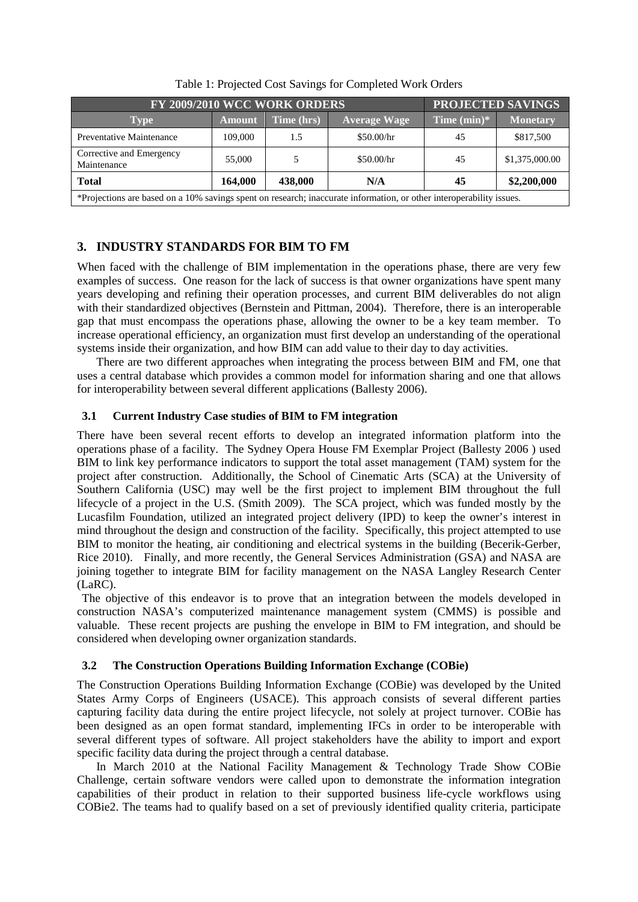Table 1: Projected Cost Savings for Completed Work Orders

| FY 2009/2010 WCC WORK ORDERS | | | | PROJECTED SAVINGS | |
|---|---|---|---|---|---|
| **Type** | **Amount** | **Time (hrs)** | **Average Wage** | **Time (min)*** | **Monetary** |
| Preventative Maintenance | 109,000 | 1.5 | $50.00/hr | 45 | $817,500 |
| Corrective and Emergency Maintenance | 55,000 | 5 | $50.00/hr | 45 | $1,375,000.00 |
| **Total** | **164,000** | **438,000** | **N/A** | **45** | **$2,200,000** |
| *Projections are based on a 10% savings spent on research; inaccurate information, or other interoperability issues. | | | | | |

## 3. INDUSTRY STANDARDS FOR BIM TO FM

When faced with the challenge of BIM implementation in the operations phase, there are very few examples of success. One reason for the lack of success is that owner organizations have spent many years developing and refining their operation processes, and current BIM deliverables do not align with their standardized objectives (Bernstein and Pittman, 2004). Therefore, there is an interoperable gap that must encompass the operations phase, allowing the owner to be a key team member. To increase operational efficiency, an organization must first develop an understanding of the operational systems inside their organization, and how BIM can add value to their day to day activities.

There are two different approaches when integrating the process between BIM and FM, one that uses a central database which provides a common model for information sharing and one that allows for interoperability between several different applications (Ballesty 2006).

### 3.1 Current Industry Case studies of BIM to FM integration

There have been several recent efforts to develop an integrated information platform into the operations phase of a facility. The Sydney Opera House FM Exemplar Project (Ballesty 2006 ) used BIM to link key performance indicators to support the total asset management (TAM) system for the project after construction. Additionally, the School of Cinematic Arts (SCA) at the University of Southern California (USC) may well be the first project to implement BIM throughout the full lifecycle of a project in the U.S. (Smith 2009). The SCA project, which was funded mostly by the Lucasfilm Foundation, utilized an integrated project delivery (IPD) to keep the owner's interest in mind throughout the design and construction of the facility. Specifically, this project attempted to use BIM to monitor the heating, air conditioning and electrical systems in the building (Becerik-Gerber, Rice 2010). Finally, and more recently, the General Services Administration (GSA) and NASA are joining together to integrate BIM for facility management on the NASA Langley Research Center (LaRC).

The objective of this endeavor is to prove that an integration between the models developed in construction NASA's computerized maintenance management system (CMMS) is possible and valuable. These recent projects are pushing the envelope in BIM to FM integration, and should be considered when developing owner organization standards.

### 3.2 The Construction Operations Building Information Exchange (COBie)

The Construction Operations Building Information Exchange (COBie) was developed by the United States Army Corps of Engineers (USACE). This approach consists of several different parties capturing facility data during the entire project lifecycle, not solely at project turnover. COBie has been designed as an open format standard, implementing IFCs in order to be interoperable with several different types of software. All project stakeholders have the ability to import and export specific facility data during the project through a central database.

In March 2010 at the National Facility Management & Technology Trade Show COBie Challenge, certain software vendors were called upon to demonstrate the information integration capabilities of their product in relation to their supported business life-cycle workflows using COBie2. The teams had to qualify based on a set of previously identified quality criteria, participate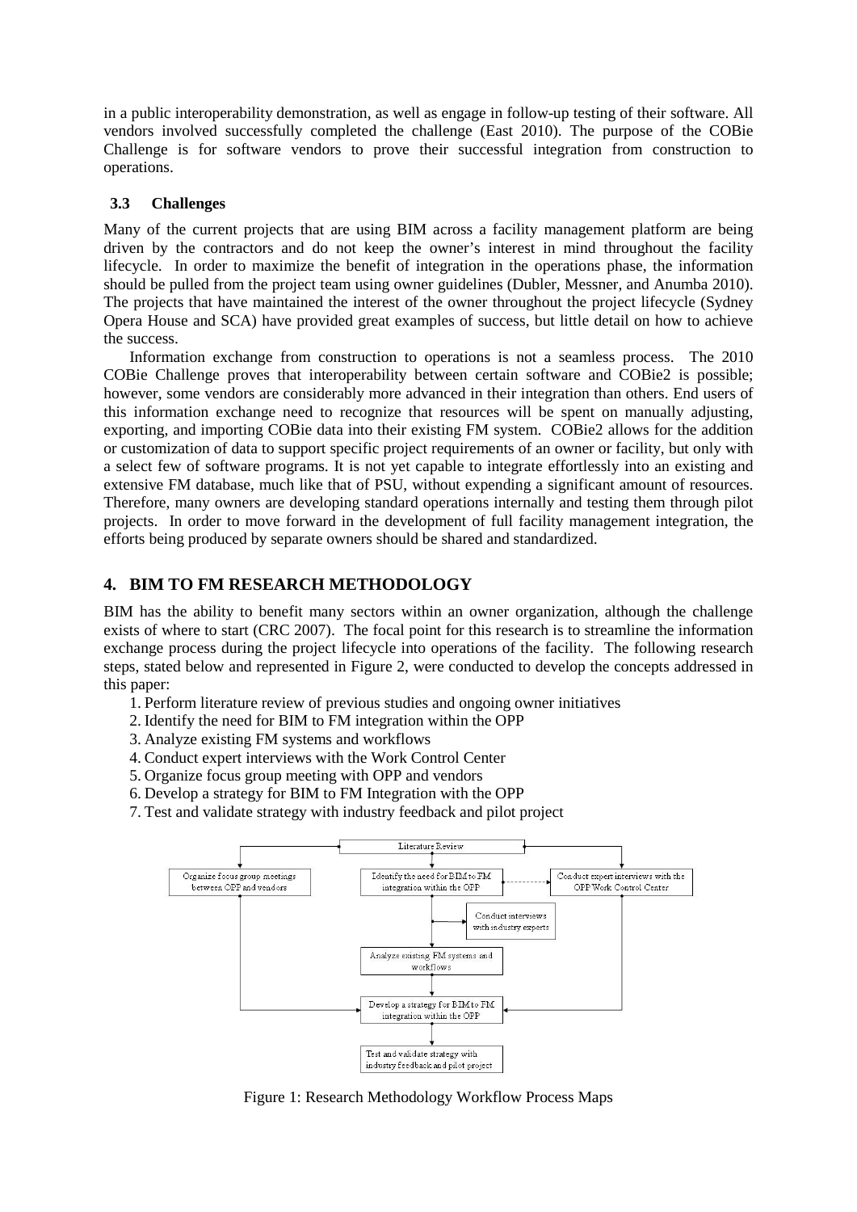in a public interoperability demonstration, as well as engage in follow-up testing of their software. All vendors involved successfully completed the challenge (East 2010). The purpose of the COBie Challenge is for software vendors to prove their successful integration from construction to operations.

### 3.3 Challenges

Many of the current projects that are using BIM across a facility management platform are being driven by the contractors and do not keep the owner's interest in mind throughout the facility lifecycle. In order to maximize the benefit of integration in the operations phase, the information should be pulled from the project team using owner guidelines (Dubler, Messner, and Anumba 2010). The projects that have maintained the interest of the owner throughout the project lifecycle (Sydney Opera House and SCA) have provided great examples of success, but little detail on how to achieve the success.

Information exchange from construction to operations is not a seamless process. The 2010 COBie Challenge proves that interoperability between certain software and COBie2 is possible; however, some vendors are considerably more advanced in their integration than others. End users of this information exchange need to recognize that resources will be spent on manually adjusting, exporting, and importing COBie data into their existing FM system. COBie2 allows for the addition or customization of data to support specific project requirements of an owner or facility, but only with a select few of software programs. It is not yet capable to integrate effortlessly into an existing and extensive FM database, much like that of PSU, without expending a significant amount of resources. Therefore, many owners are developing standard operations internally and testing them through pilot projects. In order to move forward in the development of full facility management integration, the efforts being produced by separate owners should be shared and standardized.

## 4. BIM TO FM RESEARCH METHODOLOGY

BIM has the ability to benefit many sectors within an owner organization, although the challenge exists of where to start (CRC 2007). The focal point for this research is to streamline the information exchange process during the project lifecycle into operations of the facility. The following research steps, stated below and represented in Figure 2, were conducted to develop the concepts addressed in this paper:

1. Perform literature review of previous studies and ongoing owner initiatives
2. Identify the need for BIM to FM integration within the OPP
3. Analyze existing FM systems and workflows
4. Conduct expert interviews with the Work Control Center
5. Organize focus group meeting with OPP and vendors
6. Develop a strategy for BIM to FM Integration with the OPP
7. Test and validate strategy with industry feedback and pilot project

Literature Review

Organize focus group meetings between OPP and vendors

Identify the need for BIM to FM integration within the OPP

Conduct expert interviews with the OPP Work Control Center

Conduct interviews with industry experts

Analyze existing FM systems and workflows

Develop a strategy for BIM to FM integration within the OPP

Test and validate strategy with industry feedback and pilot project

Figure 1: Research Methodology Workflow Process Maps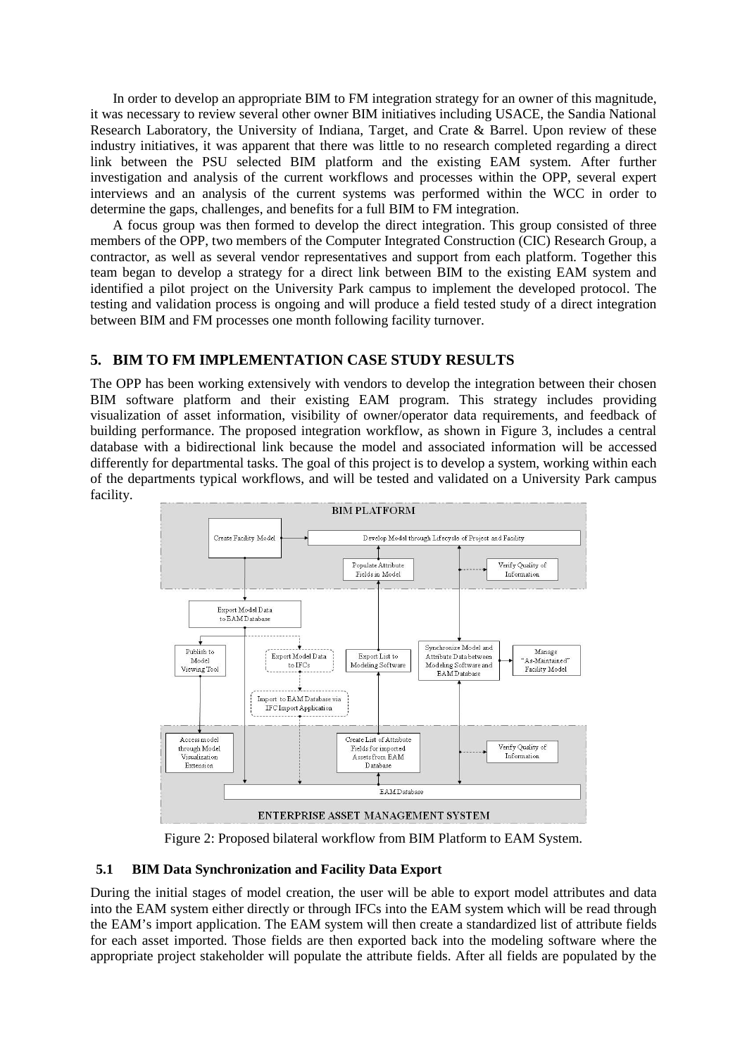In order to develop an appropriate BIM to FM integration strategy for an owner of this magnitude, it was necessary to review several other owner BIM initiatives including USACE, the Sandia National Research Laboratory, the University of Indiana, Target, and Crate & Barrel. Upon review of these industry initiatives, it was apparent that there was little to no research completed regarding a direct link between the PSU selected BIM platform and the existing EAM system. After further investigation and analysis of the current workflows and processes within the OPP, several expert interviews and an analysis of the current systems was performed within the WCC in order to determine the gaps, challenges, and benefits for a full BIM to FM integration.

A focus group was then formed to develop the direct integration. This group consisted of three members of the OPP, two members of the Computer Integrated Construction (CIC) Research Group, a contractor, as well as several vendor representatives and support from each platform. Together this team began to develop a strategy for a direct link between BIM to the existing EAM system and identified a pilot project on the University Park campus to implement the developed protocol. The testing and validation process is ongoing and will produce a field tested study of a direct integration between BIM and FM processes one month following facility turnover.

## 5. BIM TO FM IMPLEMENTATION CASE STUDY RESULTS

The OPP has been working extensively with vendors to develop the integration between their chosen BIM software platform and their existing EAM program. This strategy includes providing visualization of asset information, visibility of owner/operator data requirements, and feedback of building performance. The proposed integration workflow, as shown in Figure 3, includes a central database with a bidirectional link because the model and associated information will be accessed differently for departmental tasks. The goal of this project is to develop a system, working within each of the departments typical workflows, and will be tested and validated on a University Park campus facility.

BIM PLATFORM

Create Facility Model → Develop Model through Lifecycle of Project and Facility

Populate Attribute Fields in Model — Verify Quality of Information

Export Model Data to EAM Database

Publish to Model Viewing Tool — Export Model Data to IFCs — Export List to Modeling Software — Synchronize Model and Attribute Data between Modeling Software and EAM Database → Manage "As-Maintained" Facility Model

Import to EAM Database via IFC Import Application

Access model through Model Visualization Extension — Create List of Attribute Fields for imported Assets from EAM Database — Verify Quality of Information

EAM Database

ENTERPRISE ASSET MANAGEMENT SYSTEM

Figure 2: Proposed bilateral workflow from BIM Platform to EAM System.

### 5.1 BIM Data Synchronization and Facility Data Export

During the initial stages of model creation, the user will be able to export model attributes and data into the EAM system either directly or through IFCs into the EAM system which will be read through the EAM's import application. The EAM system will then create a standardized list of attribute fields for each asset imported. Those fields are then exported back into the modeling software where the appropriate project stakeholder will populate the attribute fields. After all fields are populated by the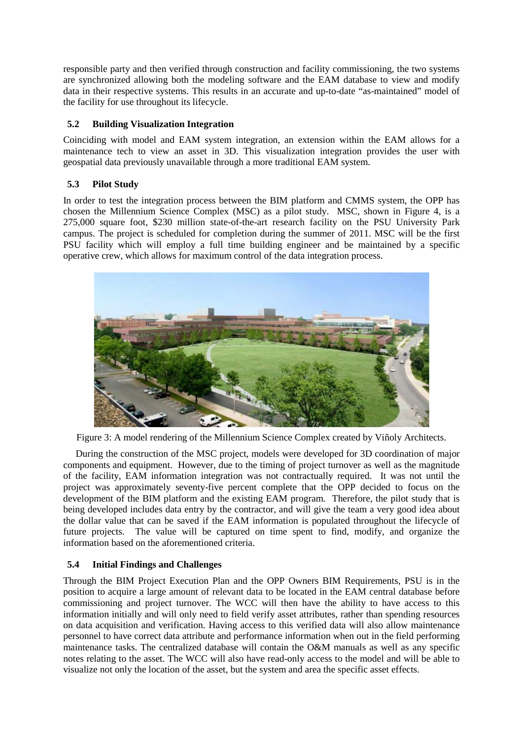responsible party and then verified through construction and facility commissioning, the two systems are synchronized allowing both the modeling software and the EAM database to view and modify data in their respective systems. This results in an accurate and up-to-date "as-maintained" model of the facility for use throughout its lifecycle.

### 5.2 Building Visualization Integration

Coinciding with model and EAM system integration, an extension within the EAM allows for a maintenance tech to view an asset in 3D. This visualization integration provides the user with geospatial data previously unavailable through a more traditional EAM system.

### 5.3 Pilot Study

In order to test the integration process between the BIM platform and CMMS system, the OPP has chosen the Millennium Science Complex (MSC) as a pilot study. MSC, shown in Figure 4, is a 275,000 square foot, $230 million state-of-the-art research facility on the PSU University Park campus. The project is scheduled for completion during the summer of 2011. MSC will be the first PSU facility which will employ a full time building engineer and be maintained by a specific operative crew, which allows for maximum control of the data integration process.

Figure 3: A model rendering of the Millennium Science Complex created by Viñoly Architects.

During the construction of the MSC project, models were developed for 3D coordination of major components and equipment. However, due to the timing of project turnover as well as the magnitude of the facility, EAM information integration was not contractually required. It was not until the project was approximately seventy-five percent complete that the OPP decided to focus on the development of the BIM platform and the existing EAM program. Therefore, the pilot study that is being developed includes data entry by the contractor, and will give the team a very good idea about the dollar value that can be saved if the EAM information is populated throughout the lifecycle of future projects. The value will be captured on time spent to find, modify, and organize the information based on the aforementioned criteria.

### 5.4 Initial Findings and Challenges

Through the BIM Project Execution Plan and the OPP Owners BIM Requirements, PSU is in the position to acquire a large amount of relevant data to be located in the EAM central database before commissioning and project turnover. The WCC will then have the ability to have access to this information initially and will only need to field verify asset attributes, rather than spending resources on data acquisition and verification. Having access to this verified data will also allow maintenance personnel to have correct data attribute and performance information when out in the field performing maintenance tasks. The centralized database will contain the O&M manuals as well as any specific notes relating to the asset. The WCC will also have read-only access to the model and will be able to visualize not only the location of the asset, but the system and area the specific asset effects.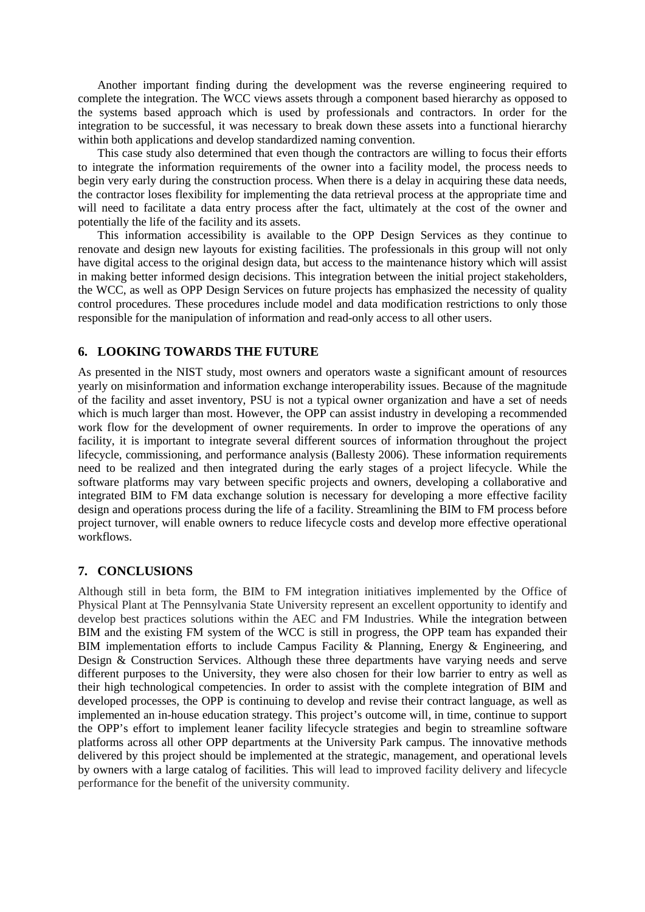Another important finding during the development was the reverse engineering required to complete the integration. The WCC views assets through a component based hierarchy as opposed to the systems based approach which is used by professionals and contractors. In order for the integration to be successful, it was necessary to break down these assets into a functional hierarchy within both applications and develop standardized naming convention.

This case study also determined that even though the contractors are willing to focus their efforts to integrate the information requirements of the owner into a facility model, the process needs to begin very early during the construction process. When there is a delay in acquiring these data needs, the contractor loses flexibility for implementing the data retrieval process at the appropriate time and will need to facilitate a data entry process after the fact, ultimately at the cost of the owner and potentially the life of the facility and its assets.

This information accessibility is available to the OPP Design Services as they continue to renovate and design new layouts for existing facilities. The professionals in this group will not only have digital access to the original design data, but access to the maintenance history which will assist in making better informed design decisions. This integration between the initial project stakeholders, the WCC, as well as OPP Design Services on future projects has emphasized the necessity of quality control procedures. These procedures include model and data modification restrictions to only those responsible for the manipulation of information and read-only access to all other users.

## 6. LOOKING TOWARDS THE FUTURE

As presented in the NIST study, most owners and operators waste a significant amount of resources yearly on misinformation and information exchange interoperability issues. Because of the magnitude of the facility and asset inventory, PSU is not a typical owner organization and have a set of needs which is much larger than most. However, the OPP can assist industry in developing a recommended work flow for the development of owner requirements. In order to improve the operations of any facility, it is important to integrate several different sources of information throughout the project lifecycle, commissioning, and performance analysis (Ballesty 2006). These information requirements need to be realized and then integrated during the early stages of a project lifecycle. While the software platforms may vary between specific projects and owners, developing a collaborative and integrated BIM to FM data exchange solution is necessary for developing a more effective facility design and operations process during the life of a facility. Streamlining the BIM to FM process before project turnover, will enable owners to reduce lifecycle costs and develop more effective operational workflows.

## 7. CONCLUSIONS

Although still in beta form, the BIM to FM integration initiatives implemented by the Office of Physical Plant at The Pennsylvania State University represent an excellent opportunity to identify and develop best practices solutions within the AEC and FM Industries. While the integration between BIM and the existing FM system of the WCC is still in progress, the OPP team has expanded their BIM implementation efforts to include Campus Facility & Planning, Energy & Engineering, and Design & Construction Services. Although these three departments have varying needs and serve different purposes to the University, they were also chosen for their low barrier to entry as well as their high technological competencies. In order to assist with the complete integration of BIM and developed processes, the OPP is continuing to develop and revise their contract language, as well as implemented an in-house education strategy. This project's outcome will, in time, continue to support the OPP's effort to implement leaner facility lifecycle strategies and begin to streamline software platforms across all other OPP departments at the University Park campus. The innovative methods delivered by this project should be implemented at the strategic, management, and operational levels by owners with a large catalog of facilities. This will lead to improved facility delivery and lifecycle performance for the benefit of the university community.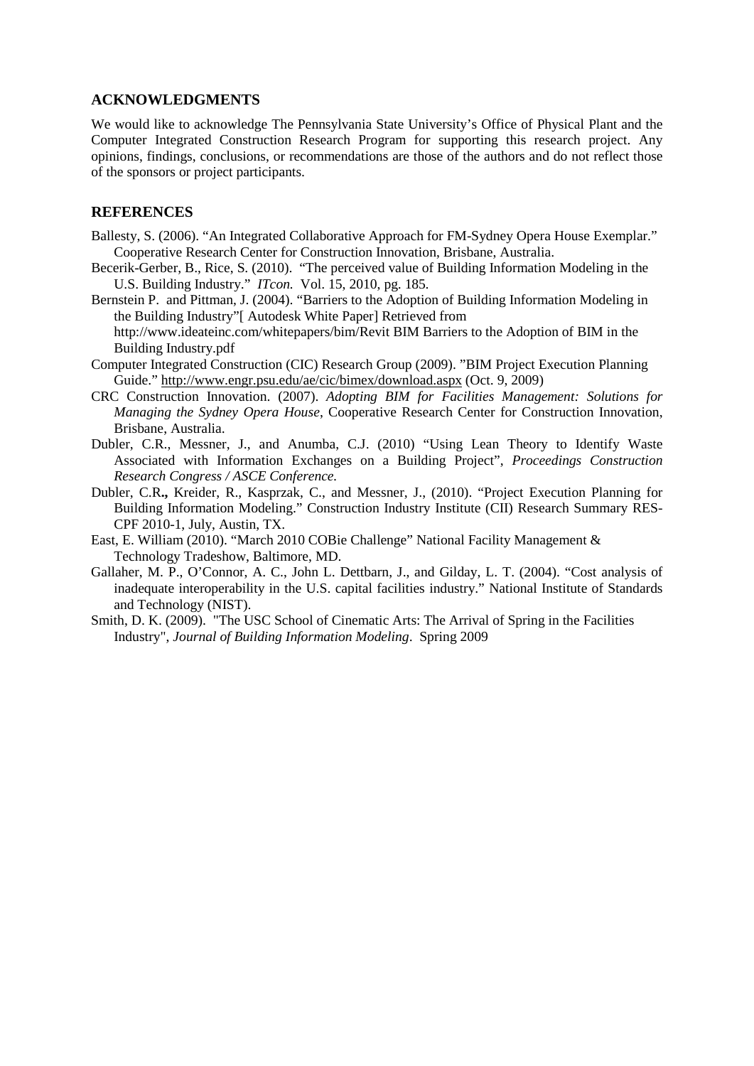## ACKNOWLEDGMENTS

We would like to acknowledge The Pennsylvania State University's Office of Physical Plant and the Computer Integrated Construction Research Program for supporting this research project. Any opinions, findings, conclusions, or recommendations are those of the authors and do not reflect those of the sponsors or project participants.

## REFERENCES

Ballesty, S. (2006). "An Integrated Collaborative Approach for FM-Sydney Opera House Exemplar." Cooperative Research Center for Construction Innovation, Brisbane, Australia.

Becerik-Gerber, B., Rice, S. (2010). "The perceived value of Building Information Modeling in the U.S. Building Industry." *ITcon.* Vol. 15, 2010, pg. 185.

Bernstein P. and Pittman, J. (2004). "Barriers to the Adoption of Building Information Modeling in the Building Industry"[ Autodesk White Paper] Retrieved from http://www.ideateinc.com/whitepapers/bim/Revit BIM Barriers to the Adoption of BIM in the Building Industry.pdf

Computer Integrated Construction (CIC) Research Group (2009). "BIM Project Execution Planning Guide." http://www.engr.psu.edu/ae/cic/bimex/download.aspx (Oct. 9, 2009)

CRC Construction Innovation. (2007). *Adopting BIM for Facilities Management: Solutions for Managing the Sydney Opera House*, Cooperative Research Center for Construction Innovation, Brisbane, Australia.

Dubler, C.R., Messner, J., and Anumba, C.J. (2010) "Using Lean Theory to Identify Waste Associated with Information Exchanges on a Building Project", *Proceedings Construction Research Congress / ASCE Conference.*

Dubler, C.R**.,** Kreider, R., Kasprzak, C., and Messner, J., (2010). "Project Execution Planning for Building Information Modeling." Construction Industry Institute (CII) Research Summary RES-CPF 2010-1, July, Austin, TX.

East, E. William (2010). "March 2010 COBie Challenge" National Facility Management & Technology Tradeshow, Baltimore, MD.

Gallaher, M. P., O'Connor, A. C., John L. Dettbarn, J., and Gilday, L. T. (2004). "Cost analysis of inadequate interoperability in the U.S. capital facilities industry." National Institute of Standards and Technology (NIST).

Smith, D. K. (2009). "The USC School of Cinematic Arts: The Arrival of Spring in the Facilities Industry", *Journal of Building Information Modeling*. Spring 2009